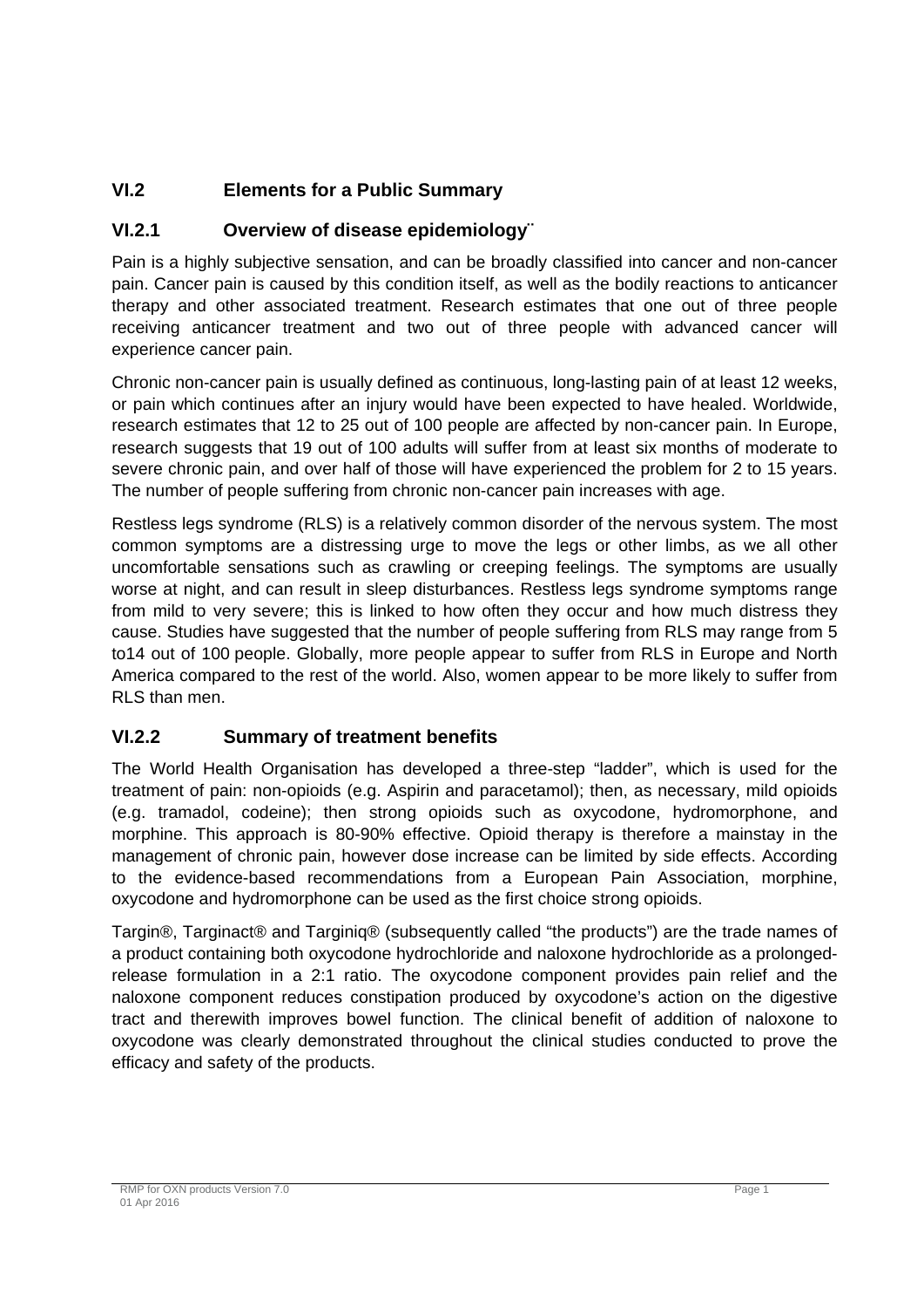## VI.2 Elements for a Public Summary

### VI.2.1 Overview of disease epidemiology¨

Pain is a highly subjective sensation, and can be broadly classified into cancer and non-cancer pain. Cancer pain is caused by this condition itself, as well as the bodily reactions to anticancer therapy and other associated treatment. Research estimates that one out of three people receiving anticancer treatment and two out of three people with advanced cancer will experience cancer pain.

Chronic non-cancer pain is usually defined as continuous, long-lasting pain of at least 12 weeks, or pain which continues after an injury would have been expected to have healed. Worldwide, research estimates that 12 to 25 out of 100 people are affected by non-cancer pain. In Europe, research suggests that 19 out of 100 adults will suffer from at least six months of moderate to severe chronic pain, and over half of those will have experienced the problem for 2 to 15 years. The number of people suffering from chronic non-cancer pain increases with age.

Restless legs syndrome (RLS) is a relatively common disorder of the nervous system. The most common symptoms are a distressing urge to move the legs or other limbs, as we all other uncomfortable sensations such as crawling or creeping feelings. The symptoms are usually worse at night, and can result in sleep disturbances. Restless legs syndrome symptoms range from mild to very severe; this is linked to how often they occur and how much distress they cause. Studies have suggested that the number of people suffering from RLS may range from 5 to14 out of 100 people. Globally, more people appear to suffer from RLS in Europe and North America compared to the rest of the world. Also, women appear to be more likely to suffer from RLS than men.

### VI.2.2 Summary of treatment benefits

The World Health Organisation has developed a three-step "ladder", which is used for the treatment of pain: non-opioids (e.g. Aspirin and paracetamol); then, as necessary, mild opioids (e.g. tramadol, codeine); then strong opioids such as oxycodone, hydromorphone, and morphine. This approach is 80-90% effective. Opioid therapy is therefore a mainstay in the management of chronic pain, however dose increase can be limited by side effects. According to the evidence-based recommendations from a European Pain Association, morphine, oxycodone and hydromorphone can be used as the first choice strong opioids.

Targin®, Targinact® and Targiniq® (subsequently called "the products") are the trade names of a product containing both oxycodone hydrochloride and naloxone hydrochloride as a prolonged-release formulation in a 2:1 ratio. The oxycodone component provides pain relief and the naloxone component reduces constipation produced by oxycodone's action on the digestive tract and therewith improves bowel function. The clinical benefit of addition of naloxone to oxycodone was clearly demonstrated throughout the clinical studies conducted to prove the efficacy and safety of the products.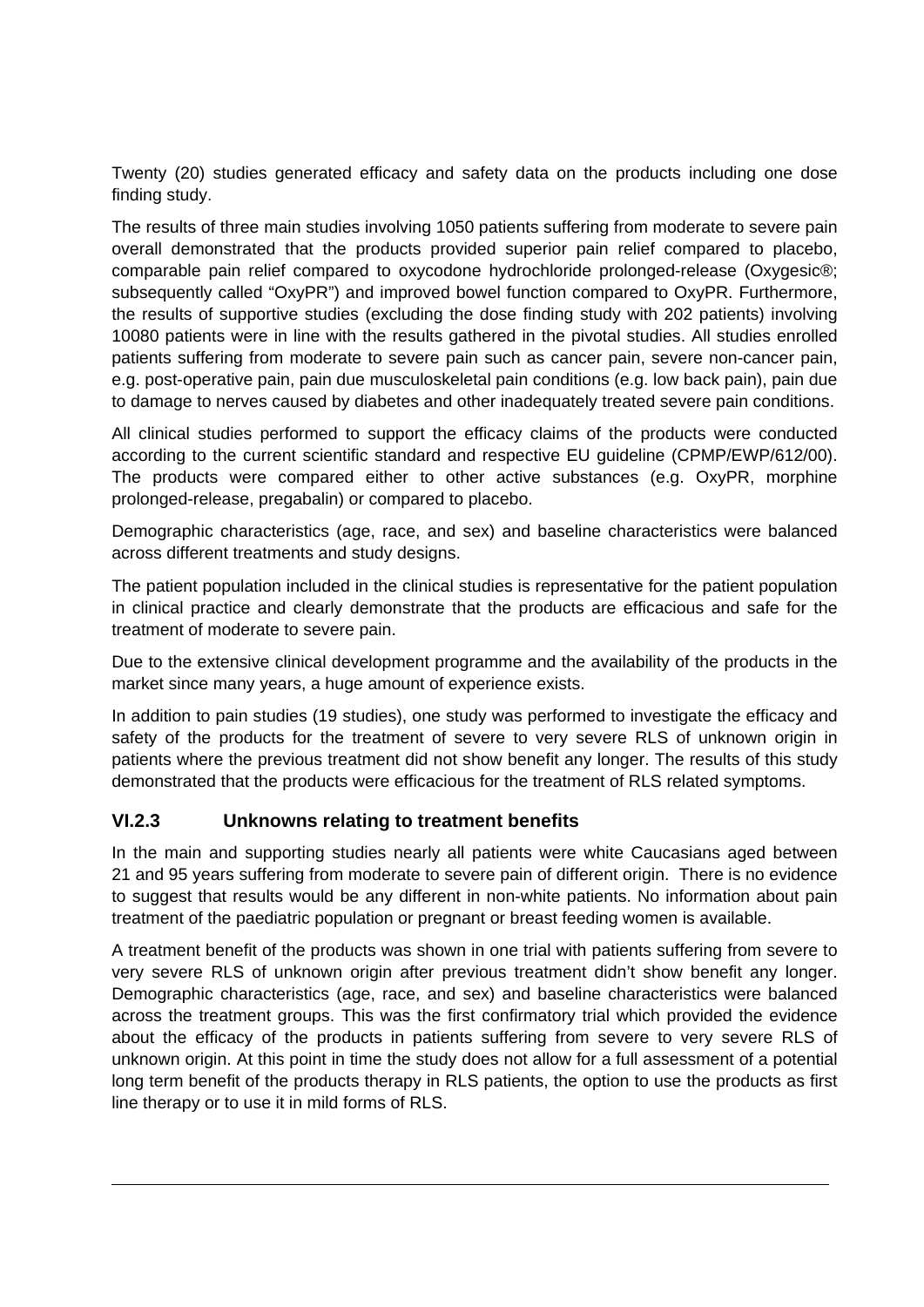Twenty (20) studies generated efficacy and safety data on the products including one dose finding study.

The results of three main studies involving 1050 patients suffering from moderate to severe pain overall demonstrated that the products provided superior pain relief compared to placebo, comparable pain relief compared to oxycodone hydrochloride prolonged-release (Oxygesic®; subsequently called "OxyPR") and improved bowel function compared to OxyPR. Furthermore, the results of supportive studies (excluding the dose finding study with 202 patients) involving 10080 patients were in line with the results gathered in the pivotal studies. All studies enrolled patients suffering from moderate to severe pain such as cancer pain, severe non-cancer pain, e.g. post-operative pain, pain due musculoskeletal pain conditions (e.g. low back pain), pain due to damage to nerves caused by diabetes and other inadequately treated severe pain conditions.

All clinical studies performed to support the efficacy claims of the products were conducted according to the current scientific standard and respective EU guideline (CPMP/EWP/612/00). The products were compared either to other active substances (e.g. OxyPR, morphine prolonged-release, pregabalin) or compared to placebo.

Demographic characteristics (age, race, and sex) and baseline characteristics were balanced across different treatments and study designs.

The patient population included in the clinical studies is representative for the patient population in clinical practice and clearly demonstrate that the products are efficacious and safe for the treatment of moderate to severe pain.

Due to the extensive clinical development programme and the availability of the products in the market since many years, a huge amount of experience exists.

In addition to pain studies (19 studies), one study was performed to investigate the efficacy and safety of the products for the treatment of severe to very severe RLS of unknown origin in patients where the previous treatment did not show benefit any longer. The results of this study demonstrated that the products were efficacious for the treatment of RLS related symptoms.

### VI.2.3 Unknowns relating to treatment benefits

In the main and supporting studies nearly all patients were white Caucasians aged between 21 and 95 years suffering from moderate to severe pain of different origin. There is no evidence to suggest that results would be any different in non-white patients. No information about pain treatment of the paediatric population or pregnant or breast feeding women is available.

A treatment benefit of the products was shown in one trial with patients suffering from severe to very severe RLS of unknown origin after previous treatment didn't show benefit any longer. Demographic characteristics (age, race, and sex) and baseline characteristics were balanced across the treatment groups. This was the first confirmatory trial which provided the evidence about the efficacy of the products in patients suffering from severe to very severe RLS of unknown origin. At this point in time the study does not allow for a full assessment of a potential long term benefit of the products therapy in RLS patients, the option to use the products as first line therapy or to use it in mild forms of RLS.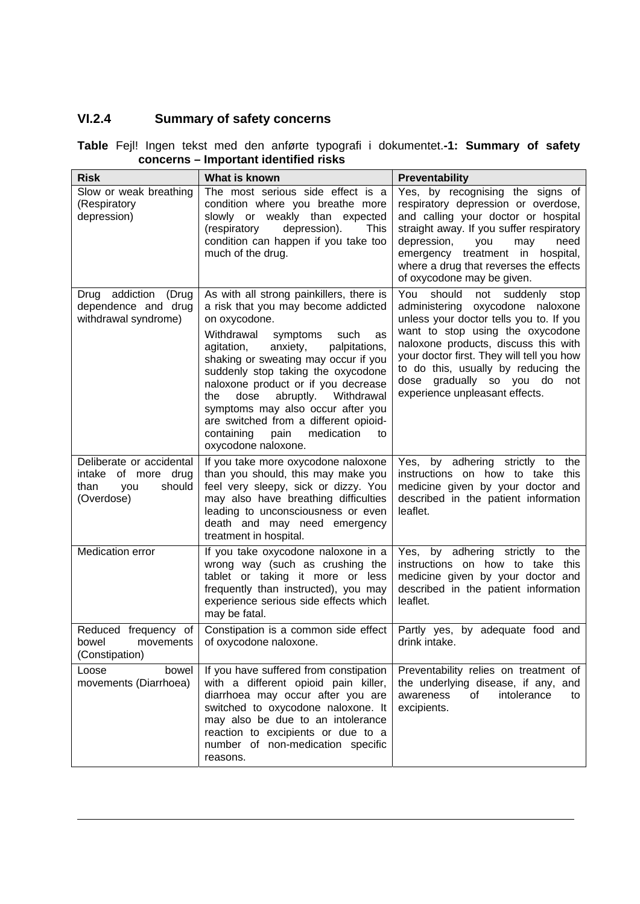## VI.2.4 Summary of safety concerns

**Table** Fejl! Ingen tekst med den anførte typografi i dokumentet.**-1: Summary of safety concerns – Important identified risks**

| Risk | What is known | Preventability |
|---|---|---|
| Slow or weak breathing (Respiratory depression) | The most serious side effect is a condition where you breathe more slowly or weakly than expected (respiratory depression). This condition can happen if you take too much of the drug. | Yes, by recognising the signs of respiratory depression or overdose, and calling your doctor or hospital straight away. If you suffer respiratory depression, you may need emergency treatment in hospital, where a drug that reverses the effects of oxycodone may be given. |
| Drug addiction (Drug dependence and drug withdrawal syndrome) | As with all strong painkillers, there is a risk that you may become addicted on oxycodone.<br><br>Withdrawal symptoms such as agitation, anxiety, palpitations, shaking or sweating may occur if you suddenly stop taking the oxycodone naloxone product or if you decrease the dose abruptly. Withdrawal symptoms may also occur after you are switched from a different opioid-containing pain medication to oxycodone naloxone. | You should not suddenly stop administering oxycodone naloxone unless your doctor tells you to. If you want to stop using the oxycodone naloxone products, discuss this with your doctor first. They will tell you how to do this, usually by reducing the dose gradually so you do not experience unpleasant effects. |
| Deliberate or accidental intake of more drug than you should (Overdose) | If you take more oxycodone naloxone than you should, this may make you feel very sleepy, sick or dizzy. You may also have breathing difficulties leading to unconsciousness or even death and may need emergency treatment in hospital. | Yes, by adhering strictly to the instructions on how to take this medicine given by your doctor and described in the patient information leaflet. |
| Medication error | If you take oxycodone naloxone in a wrong way (such as crushing the tablet or taking it more or less frequently than instructed), you may experience serious side effects which may be fatal. | Yes, by adhering strictly to the instructions on how to take this medicine given by your doctor and described in the patient information leaflet. |
| Reduced frequency of bowel movements (Constipation) | Constipation is a common side effect of oxycodone naloxone. | Partly yes, by adequate food and drink intake. |
| Loose bowel movements (Diarrhoea) | If you have suffered from constipation with a different opioid pain killer, diarrhoea may occur after you are switched to oxycodone naloxone. It may also be due to an intolerance reaction to excipients or due to a number of non-medication specific reasons. | Preventability relies on treatment of the underlying disease, if any, and awareness of intolerance to excipients. |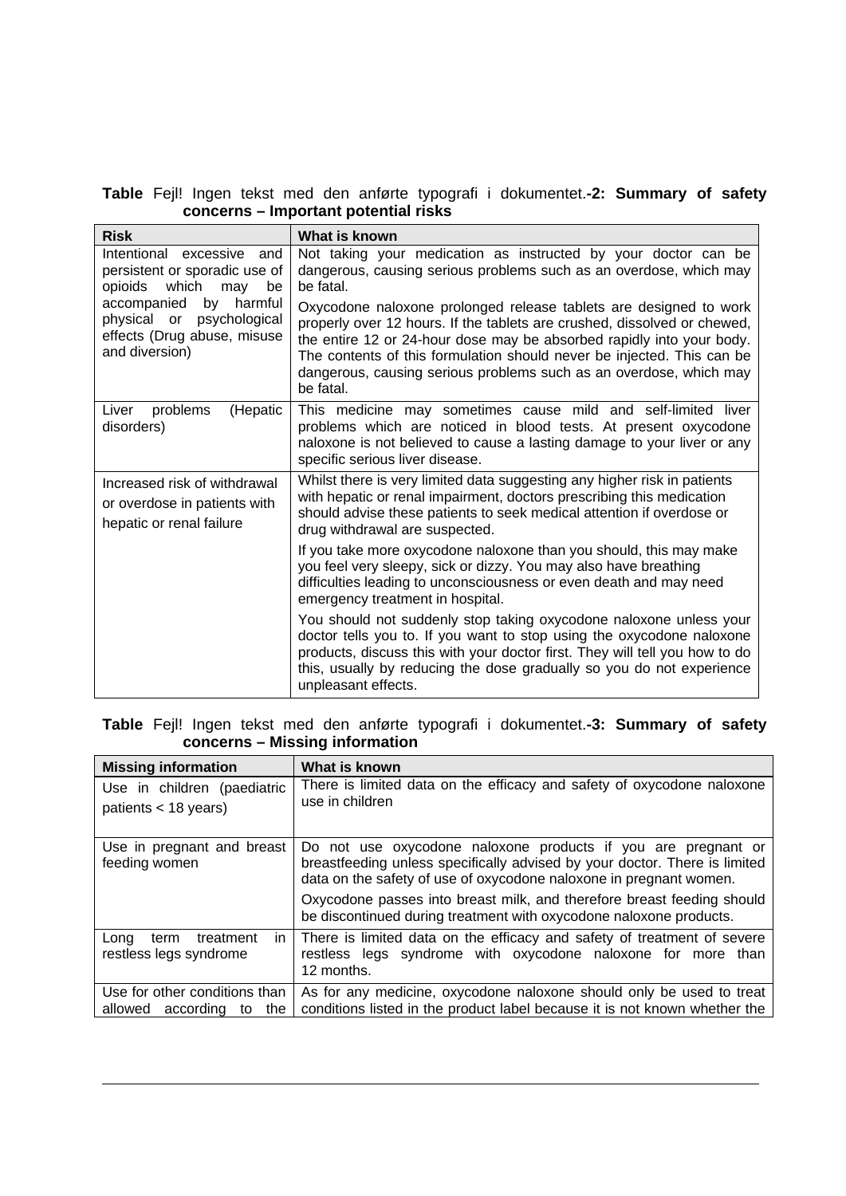**Table** Fejl! Ingen tekst med den anførte typografi i dokumentet.**-2: Summary of safety concerns – Important potential risks**

| Risk | What is known |
| --- | --- |
| Intentional excessive and persistent or sporadic use of opioids which may be accompanied by harmful physical or psychological effects (Drug abuse, misuse and diversion) | Not taking your medication as instructed by your doctor can be dangerous, causing serious problems such as an overdose, which may be fatal.<br><br>Oxycodone naloxone prolonged release tablets are designed to work properly over 12 hours. If the tablets are crushed, dissolved or chewed, the entire 12 or 24-hour dose may be absorbed rapidly into your body. The contents of this formulation should never be injected. This can be dangerous, causing serious problems such as an overdose, which may be fatal. |
| Liver problems (Hepatic disorders) | This medicine may sometimes cause mild and self-limited liver problems which are noticed in blood tests. At present oxycodone naloxone is not believed to cause a lasting damage to your liver or any specific serious liver disease. |
| Increased risk of withdrawal or overdose in patients with hepatic or renal failure | Whilst there is very limited data suggesting any higher risk in patients with hepatic or renal impairment, doctors prescribing this medication should advise these patients to seek medical attention if overdose or drug withdrawal are suspected.<br><br>If you take more oxycodone naloxone than you should, this may make you feel very sleepy, sick or dizzy. You may also have breathing difficulties leading to unconsciousness or even death and may need emergency treatment in hospital.<br><br>You should not suddenly stop taking oxycodone naloxone unless your doctor tells you to. If you want to stop using the oxycodone naloxone products, discuss this with your doctor first. They will tell you how to do this, usually by reducing the dose gradually so you do not experience unpleasant effects. |

**Table** Fejl! Ingen tekst med den anførte typografi i dokumentet.**-3: Summary of safety concerns – Missing information**

| Missing information | What is known |
| --- | --- |
| Use in children (paediatric patients < 18 years) | There is limited data on the efficacy and safety of oxycodone naloxone use in children |
| Use in pregnant and breast feeding women | Do not use oxycodone naloxone products if you are pregnant or breastfeeding unless specifically advised by your doctor. There is limited data on the safety of use of oxycodone naloxone in pregnant women.<br><br>Oxycodone passes into breast milk, and therefore breast feeding should be discontinued during treatment with oxycodone naloxone products. |
| Long term treatment in restless legs syndrome | There is limited data on the efficacy and safety of treatment of severe restless legs syndrome with oxycodone naloxone for more than 12 months. |
| Use for other conditions than allowed according to the | As for any medicine, oxycodone naloxone should only be used to treat conditions listed in the product label because it is not known whether the |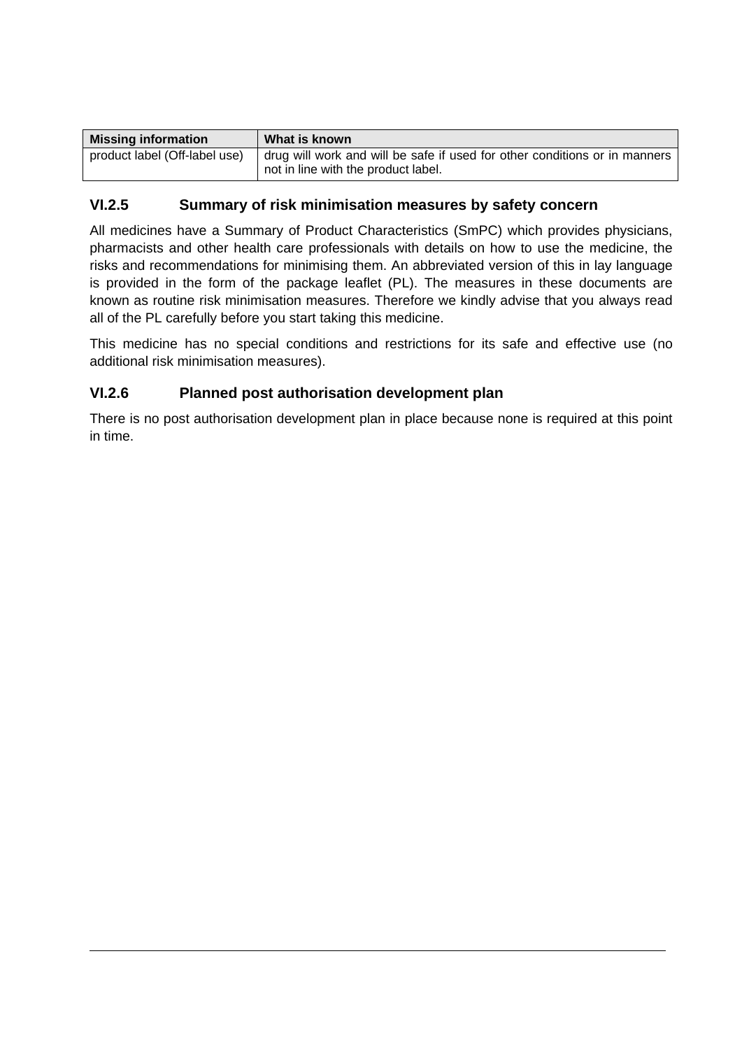| Missing information | What is known |
|---|---|
| product label (Off-label use) | drug will work and will be safe if used for other conditions or in manners not in line with the product label. |

### VI.2.5 Summary of risk minimisation measures by safety concern

All medicines have a Summary of Product Characteristics (SmPC) which provides physicians, pharmacists and other health care professionals with details on how to use the medicine, the risks and recommendations for minimising them. An abbreviated version of this in lay language is provided in the form of the package leaflet (PL). The measures in these documents are known as routine risk minimisation measures. Therefore we kindly advise that you always read all of the PL carefully before you start taking this medicine.

This medicine has no special conditions and restrictions for its safe and effective use (no additional risk minimisation measures).

### VI.2.6 Planned post authorisation development plan

There is no post authorisation development plan in place because none is required at this point in time.